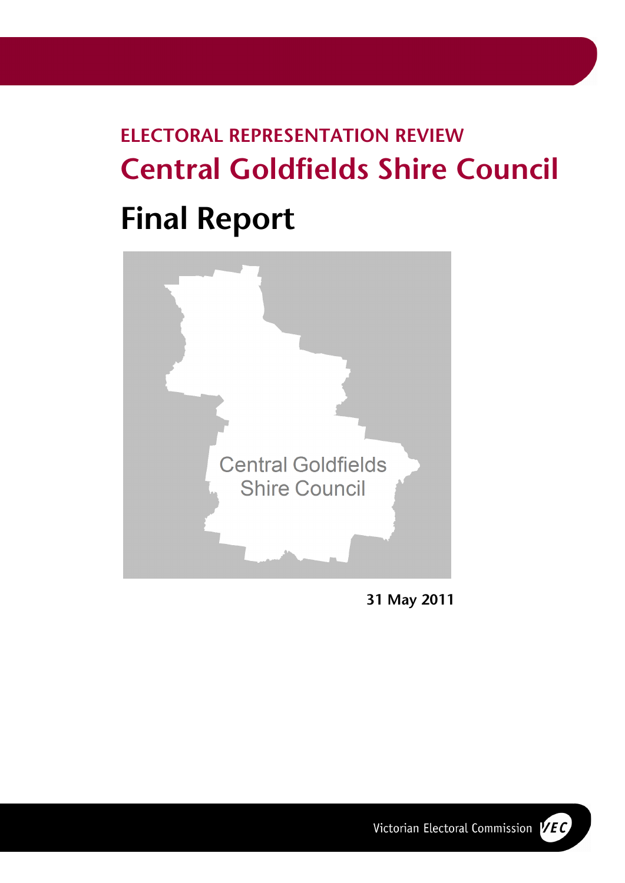# ELECTORAL REPRESENTATION REVIEW

# Central Goldfields Shire Council

# Final Report

Central Goldfields Shire Council

**31 May 2011**

Victorian Electoral Commission VEC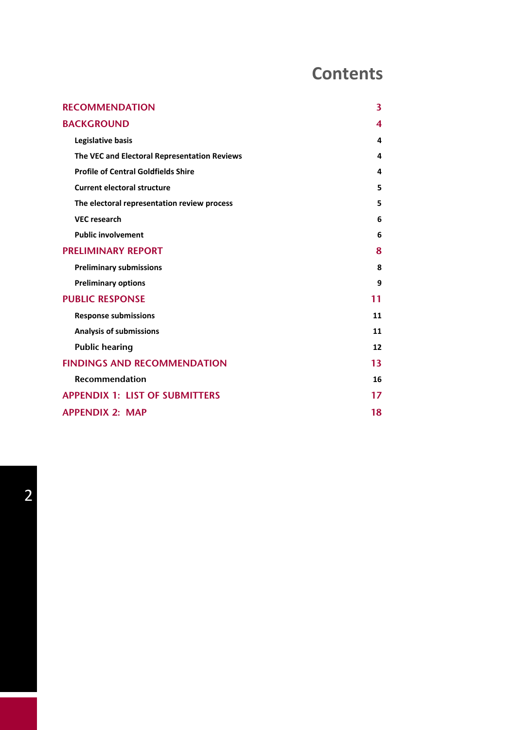# Contents

| | |
|---|---|
| **RECOMMENDATION** | **3** |
| **BACKGROUND** | **4** |
| Legislative basis | 4 |
| The VEC and Electoral Representation Reviews | 4 |
| Profile of Central Goldfields Shire | 4 |
| Current electoral structure | 5 |
| The electoral representation review process | 5 |
| VEC research | 6 |
| Public involvement | 6 |
| **PRELIMINARY REPORT** | **8** |
| Preliminary submissions | 8 |
| Preliminary options | 9 |
| **PUBLIC RESPONSE** | **11** |
| Response submissions | 11 |
| Analysis of submissions | 11 |
| Public hearing | 12 |
| **FINDINGS AND RECOMMENDATION** | **13** |
| Recommendation | 16 |
| **APPENDIX 1: LIST OF SUBMITTERS** | **17** |
| **APPENDIX 2: MAP** | **18** |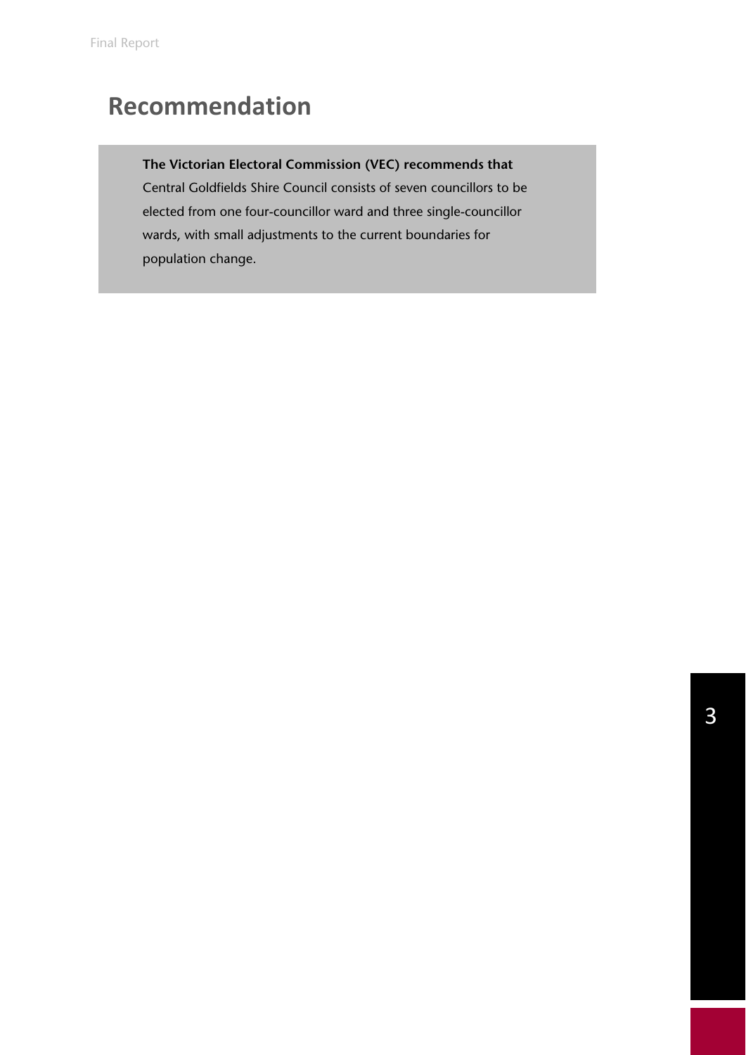# Recommendation

**The Victorian Electoral Commission (VEC) recommends that** Central Goldfields Shire Council consists of seven councillors to be elected from one four-councillor ward and three single-councillor wards, with small adjustments to the current boundaries for population change.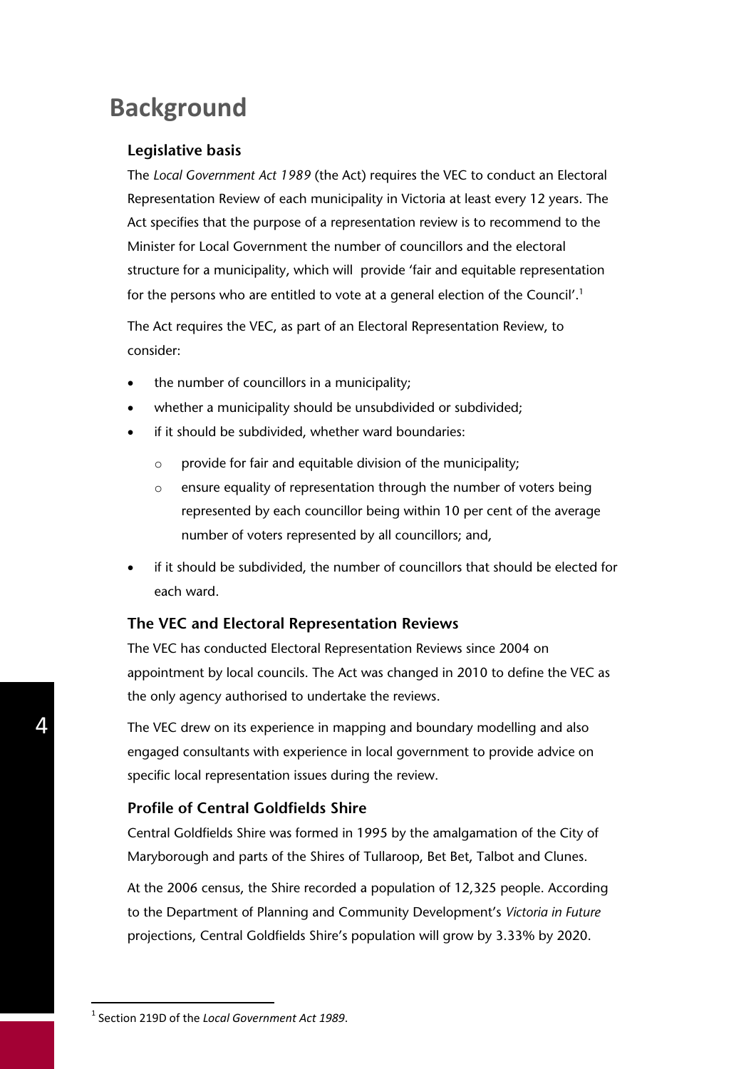# Background

## Legislative basis

The *Local Government Act 1989* (the Act) requires the VEC to conduct an Electoral Representation Review of each municipality in Victoria at least every 12 years. The Act specifies that the purpose of a representation review is to recommend to the Minister for Local Government the number of councillors and the electoral structure for a municipality, which will provide 'fair and equitable representation for the persons who are entitled to vote at a general election of the Council'.[1]

The Act requires the VEC, as part of an Electoral Representation Review, to consider:

- the number of councillors in a municipality;
- whether a municipality should be unsubdivided or subdivided;
- if it should be subdivided, whether ward boundaries:
  - provide for fair and equitable division of the municipality;
  - ensure equality of representation through the number of voters being represented by each councillor being within 10 per cent of the average number of voters represented by all councillors; and,
- if it should be subdivided, the number of councillors that should be elected for each ward.

## The VEC and Electoral Representation Reviews

The VEC has conducted Electoral Representation Reviews since 2004 on appointment by local councils. The Act was changed in 2010 to define the VEC as the only agency authorised to undertake the reviews.

The VEC drew on its experience in mapping and boundary modelling and also engaged consultants with experience in local government to provide advice on specific local representation issues during the review.

## Profile of Central Goldfields Shire

Central Goldfields Shire was formed in 1995 by the amalgamation of the City of Maryborough and parts of the Shires of Tullaroop, Bet Bet, Talbot and Clunes.

At the 2006 census, the Shire recorded a population of 12,325 people. According to the Department of Planning and Community Development's *Victoria in Future* projections, Central Goldfields Shire's population will grow by 3.33% by 2020.

---

[1] Section 219D of the *Local Government Act 1989*.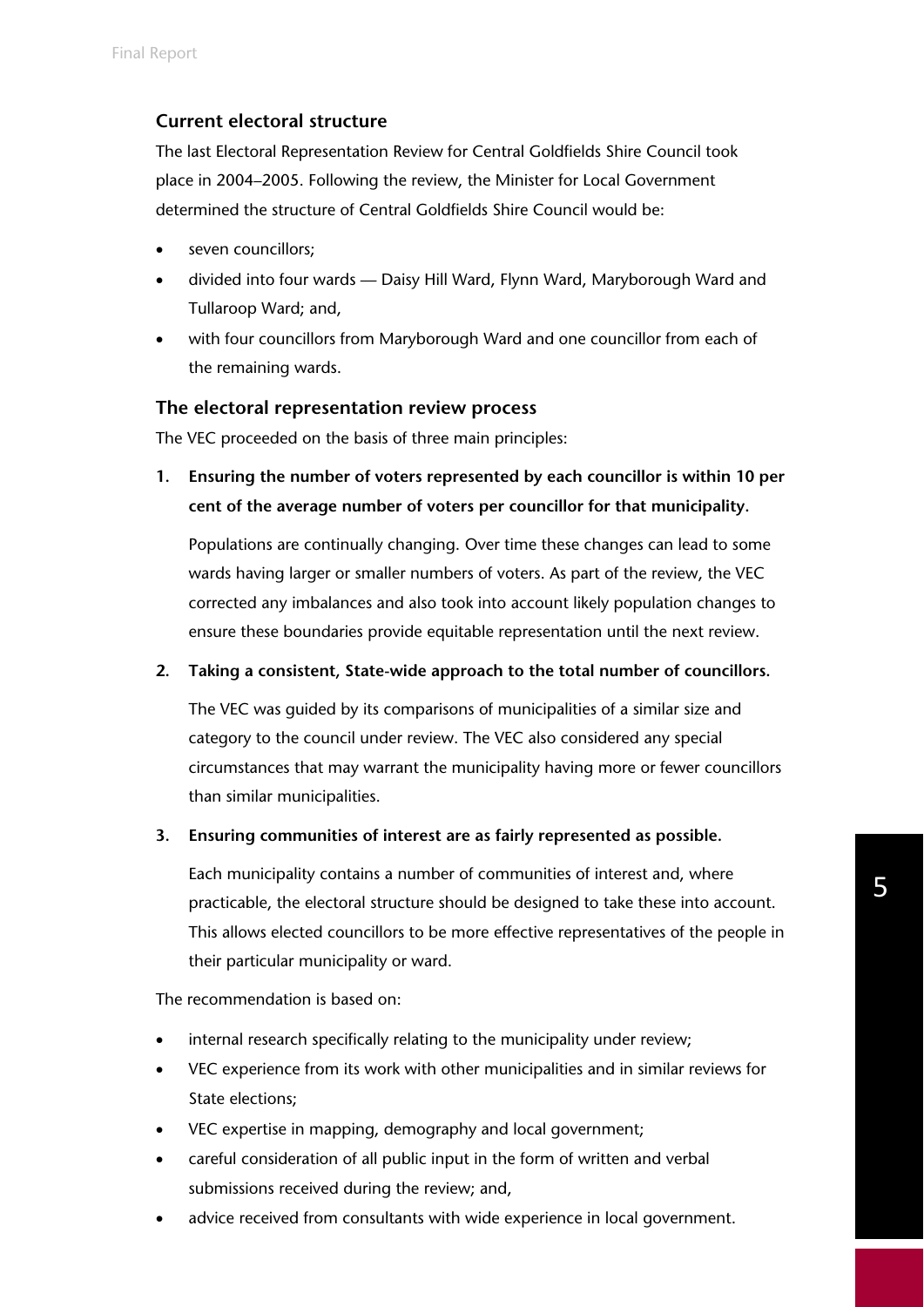## Current electoral structure

The last Electoral Representation Review for Central Goldfields Shire Council took place in 2004–2005. Following the review, the Minister for Local Government determined the structure of Central Goldfields Shire Council would be:

- seven councillors;
- divided into four wards — Daisy Hill Ward, Flynn Ward, Maryborough Ward and Tullaroop Ward; and,
- with four councillors from Maryborough Ward and one councillor from each of the remaining wards.

## The electoral representation review process

The VEC proceeded on the basis of three main principles:

1. **Ensuring the number of voters represented by each councillor is within 10 per cent of the average number of voters per councillor for that municipality.**

   Populations are continually changing. Over time these changes can lead to some wards having larger or smaller numbers of voters. As part of the review, the VEC corrected any imbalances and also took into account likely population changes to ensure these boundaries provide equitable representation until the next review.

2. **Taking a consistent, State-wide approach to the total number of councillors.**

   The VEC was guided by its comparisons of municipalities of a similar size and category to the council under review. The VEC also considered any special circumstances that may warrant the municipality having more or fewer councillors than similar municipalities.

3. **Ensuring communities of interest are as fairly represented as possible.**

   Each municipality contains a number of communities of interest and, where practicable, the electoral structure should be designed to take these into account. This allows elected councillors to be more effective representatives of the people in their particular municipality or ward.

The recommendation is based on:

- internal research specifically relating to the municipality under review;
- VEC experience from its work with other municipalities and in similar reviews for State elections;
- VEC expertise in mapping, demography and local government;
- careful consideration of all public input in the form of written and verbal submissions received during the review; and,
- advice received from consultants with wide experience in local government.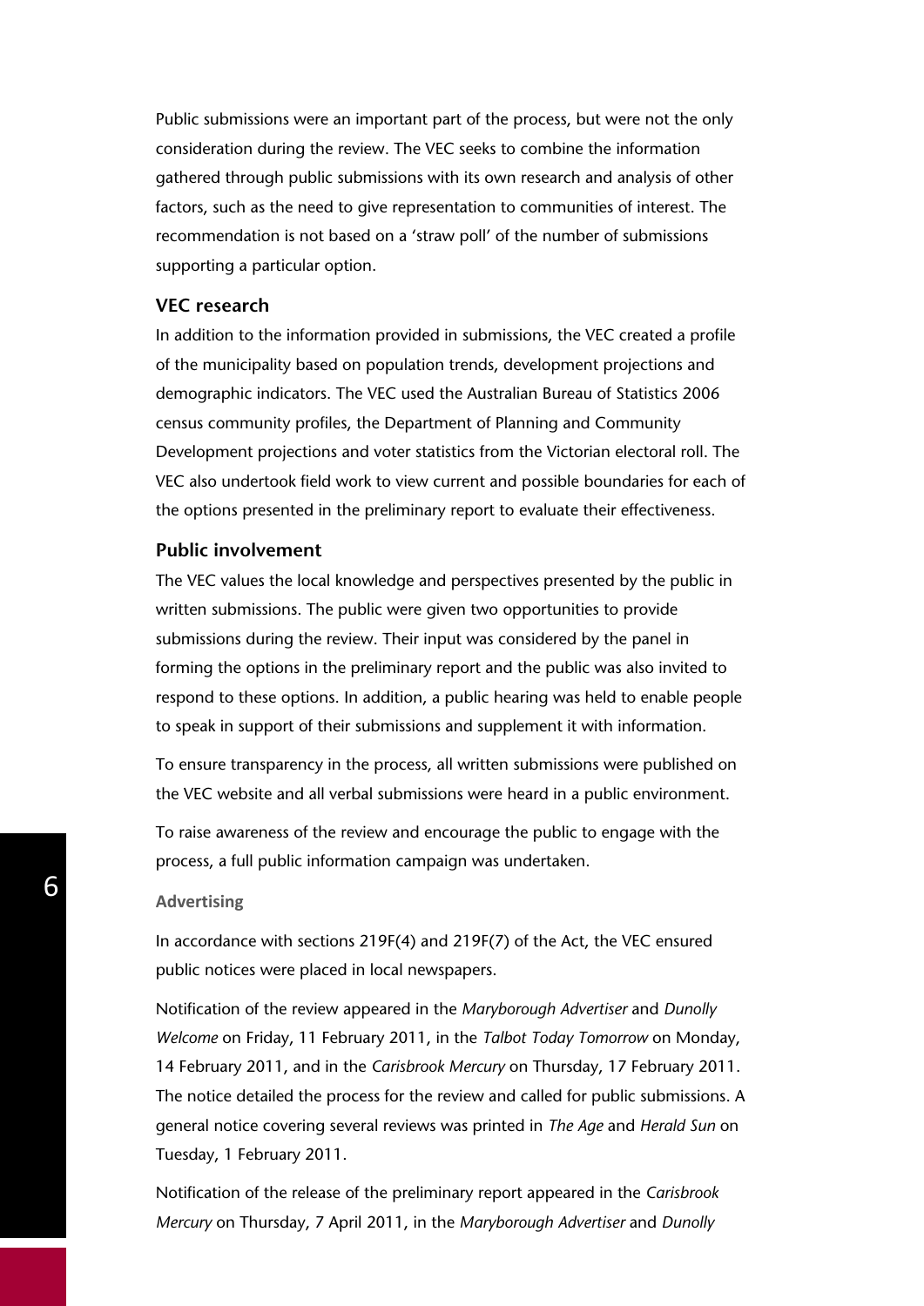Public submissions were an important part of the process, but were not the only consideration during the review. The VEC seeks to combine the information gathered through public submissions with its own research and analysis of other factors, such as the need to give representation to communities of interest. The recommendation is not based on a 'straw poll' of the number of submissions supporting a particular option.

## VEC research

In addition to the information provided in submissions, the VEC created a profile of the municipality based on population trends, development projections and demographic indicators. The VEC used the Australian Bureau of Statistics 2006 census community profiles, the Department of Planning and Community Development projections and voter statistics from the Victorian electoral roll. The VEC also undertook field work to view current and possible boundaries for each of the options presented in the preliminary report to evaluate their effectiveness.

## Public involvement

The VEC values the local knowledge and perspectives presented by the public in written submissions. The public were given two opportunities to provide submissions during the review. Their input was considered by the panel in forming the options in the preliminary report and the public was also invited to respond to these options. In addition, a public hearing was held to enable people to speak in support of their submissions and supplement it with information.

To ensure transparency in the process, all written submissions were published on the VEC website and all verbal submissions were heard in a public environment.

To raise awareness of the review and encourage the public to engage with the process, a full public information campaign was undertaken.

### Advertising

In accordance with sections 219F(4) and 219F(7) of the Act, the VEC ensured public notices were placed in local newspapers.

Notification of the review appeared in the *Maryborough Advertiser* and *Dunolly Welcome* on Friday, 11 February 2011, in the *Talbot Today Tomorrow* on Monday, 14 February 2011, and in the *Carisbrook Mercury* on Thursday, 17 February 2011. The notice detailed the process for the review and called for public submissions. A general notice covering several reviews was printed in *The Age* and *Herald Sun* on Tuesday, 1 February 2011.

Notification of the release of the preliminary report appeared in the *Carisbrook Mercury* on Thursday, 7 April 2011, in the *Maryborough Advertiser* and *Dunolly*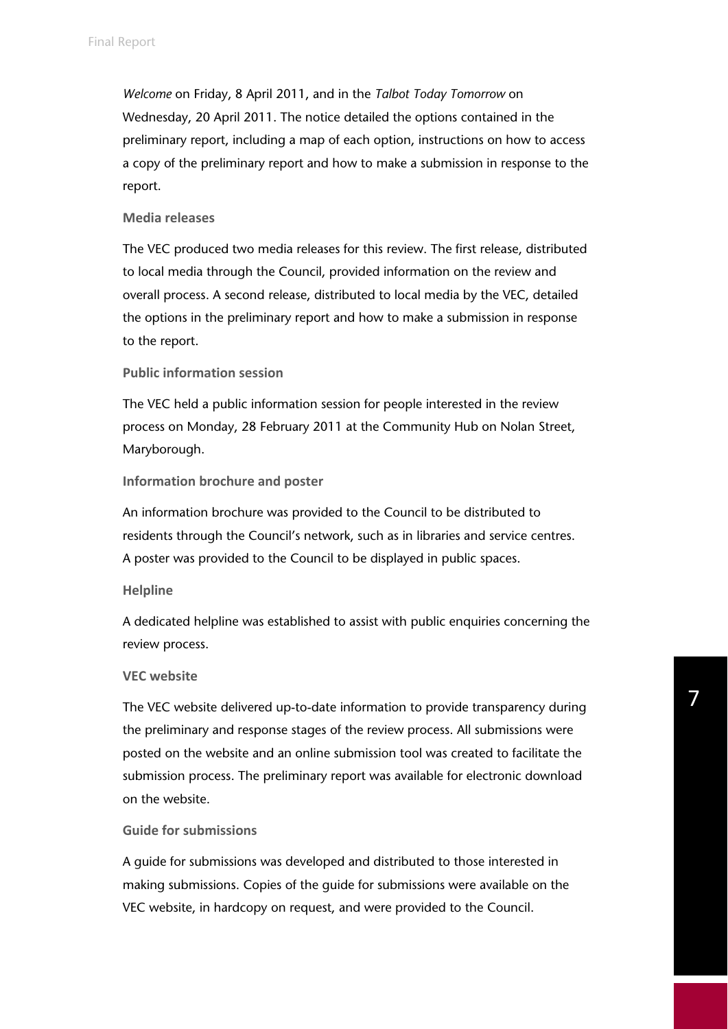*Welcome* on Friday, 8 April 2011, and in the *Talbot Today Tomorrow* on Wednesday, 20 April 2011. The notice detailed the options contained in the preliminary report, including a map of each option, instructions on how to access a copy of the preliminary report and how to make a submission in response to the report.

#### Media releases

The VEC produced two media releases for this review. The first release, distributed to local media through the Council, provided information on the review and overall process. A second release, distributed to local media by the VEC, detailed the options in the preliminary report and how to make a submission in response to the report.

#### Public information session

The VEC held a public information session for people interested in the review process on Monday, 28 February 2011 at the Community Hub on Nolan Street, Maryborough.

#### Information brochure and poster

An information brochure was provided to the Council to be distributed to residents through the Council's network, such as in libraries and service centres. A poster was provided to the Council to be displayed in public spaces.

#### Helpline

A dedicated helpline was established to assist with public enquiries concerning the review process.

#### VEC website

The VEC website delivered up-to-date information to provide transparency during the preliminary and response stages of the review process. All submissions were posted on the website and an online submission tool was created to facilitate the submission process. The preliminary report was available for electronic download on the website.

#### Guide for submissions

A guide for submissions was developed and distributed to those interested in making submissions. Copies of the guide for submissions were available on the VEC website, in hardcopy on request, and were provided to the Council.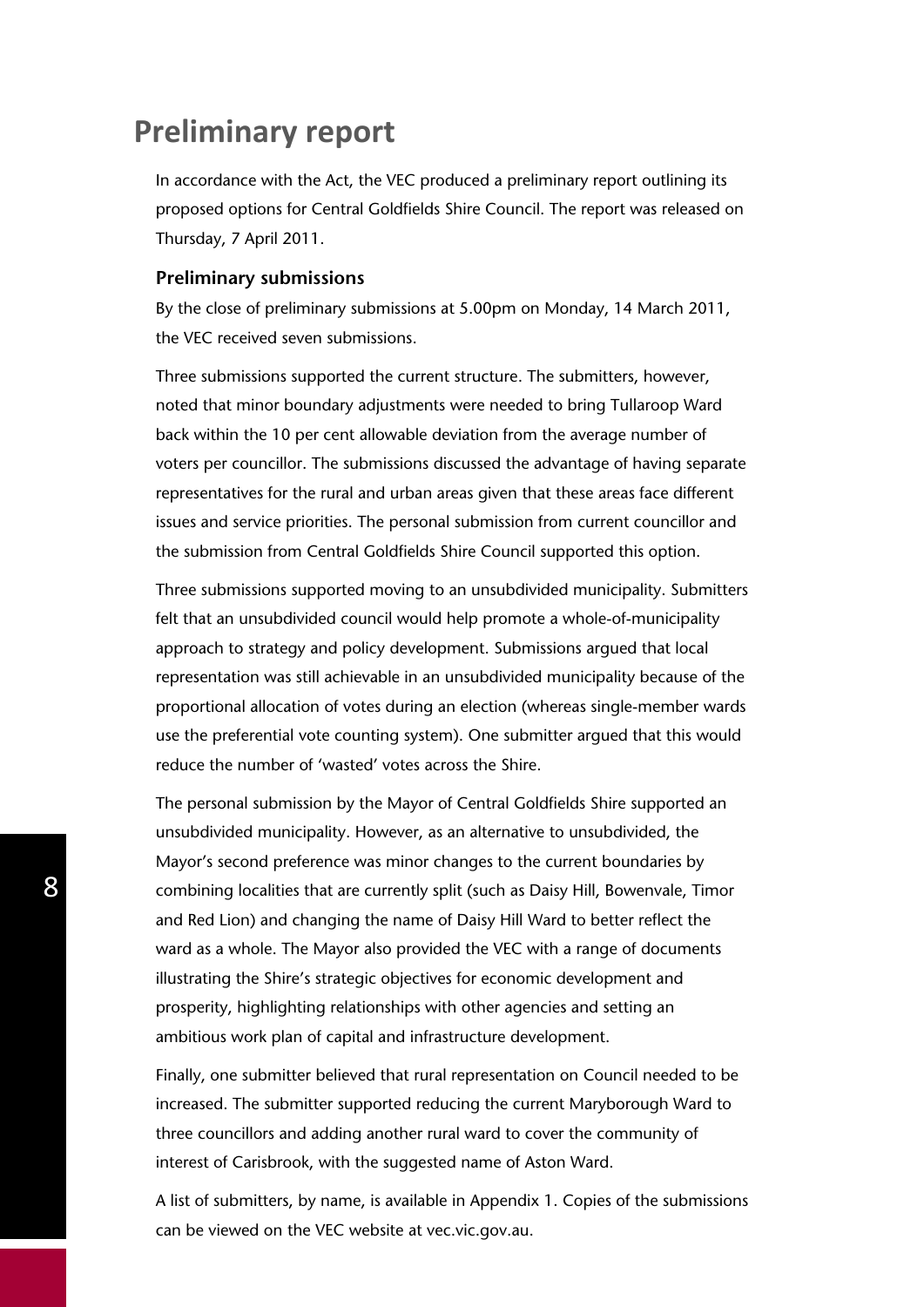# Preliminary report

In accordance with the Act, the VEC produced a preliminary report outlining its proposed options for Central Goldfields Shire Council. The report was released on Thursday, 7 April 2011.

### Preliminary submissions

By the close of preliminary submissions at 5.00pm on Monday, 14 March 2011, the VEC received seven submissions.

Three submissions supported the current structure. The submitters, however, noted that minor boundary adjustments were needed to bring Tullaroop Ward back within the 10 per cent allowable deviation from the average number of voters per councillor. The submissions discussed the advantage of having separate representatives for the rural and urban areas given that these areas face different issues and service priorities. The personal submission from current councillor and the submission from Central Goldfields Shire Council supported this option.

Three submissions supported moving to an unsubdivided municipality. Submitters felt that an unsubdivided council would help promote a whole-of-municipality approach to strategy and policy development. Submissions argued that local representation was still achievable in an unsubdivided municipality because of the proportional allocation of votes during an election (whereas single-member wards use the preferential vote counting system). One submitter argued that this would reduce the number of 'wasted' votes across the Shire.

The personal submission by the Mayor of Central Goldfields Shire supported an unsubdivided municipality. However, as an alternative to unsubdivided, the Mayor's second preference was minor changes to the current boundaries by combining localities that are currently split (such as Daisy Hill, Bowenvale, Timor and Red Lion) and changing the name of Daisy Hill Ward to better reflect the ward as a whole. The Mayor also provided the VEC with a range of documents illustrating the Shire's strategic objectives for economic development and prosperity, highlighting relationships with other agencies and setting an ambitious work plan of capital and infrastructure development.

Finally, one submitter believed that rural representation on Council needed to be increased. The submitter supported reducing the current Maryborough Ward to three councillors and adding another rural ward to cover the community of interest of Carisbrook, with the suggested name of Aston Ward.

A list of submitters, by name, is available in Appendix 1. Copies of the submissions can be viewed on the VEC website at vec.vic.gov.au.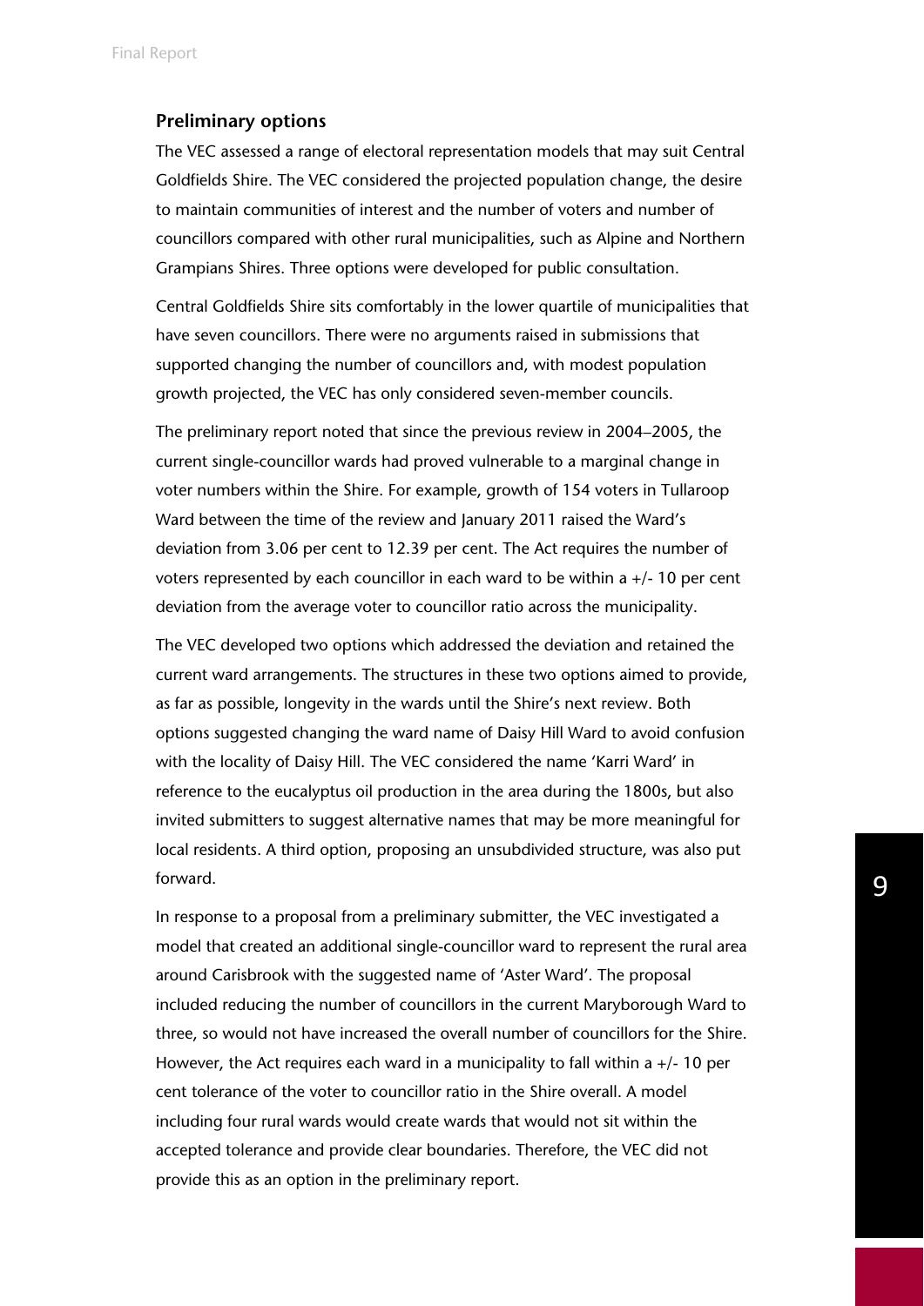### Preliminary options

The VEC assessed a range of electoral representation models that may suit Central Goldfields Shire. The VEC considered the projected population change, the desire to maintain communities of interest and the number of voters and number of councillors compared with other rural municipalities, such as Alpine and Northern Grampians Shires. Three options were developed for public consultation.

Central Goldfields Shire sits comfortably in the lower quartile of municipalities that have seven councillors. There were no arguments raised in submissions that supported changing the number of councillors and, with modest population growth projected, the VEC has only considered seven-member councils.

The preliminary report noted that since the previous review in 2004–2005, the current single-councillor wards had proved vulnerable to a marginal change in voter numbers within the Shire. For example, growth of 154 voters in Tullaroop Ward between the time of the review and January 2011 raised the Ward's deviation from 3.06 per cent to 12.39 per cent. The Act requires the number of voters represented by each councillor in each ward to be within a +/- 10 per cent deviation from the average voter to councillor ratio across the municipality.

The VEC developed two options which addressed the deviation and retained the current ward arrangements. The structures in these two options aimed to provide, as far as possible, longevity in the wards until the Shire's next review. Both options suggested changing the ward name of Daisy Hill Ward to avoid confusion with the locality of Daisy Hill. The VEC considered the name 'Karri Ward' in reference to the eucalyptus oil production in the area during the 1800s, but also invited submitters to suggest alternative names that may be more meaningful for local residents. A third option, proposing an unsubdivided structure, was also put forward.

In response to a proposal from a preliminary submitter, the VEC investigated a model that created an additional single-councillor ward to represent the rural area around Carisbrook with the suggested name of 'Aster Ward'. The proposal included reducing the number of councillors in the current Maryborough Ward to three, so would not have increased the overall number of councillors for the Shire. However, the Act requires each ward in a municipality to fall within a +/- 10 per cent tolerance of the voter to councillor ratio in the Shire overall. A model including four rural wards would create wards that would not sit within the accepted tolerance and provide clear boundaries. Therefore, the VEC did not provide this as an option in the preliminary report.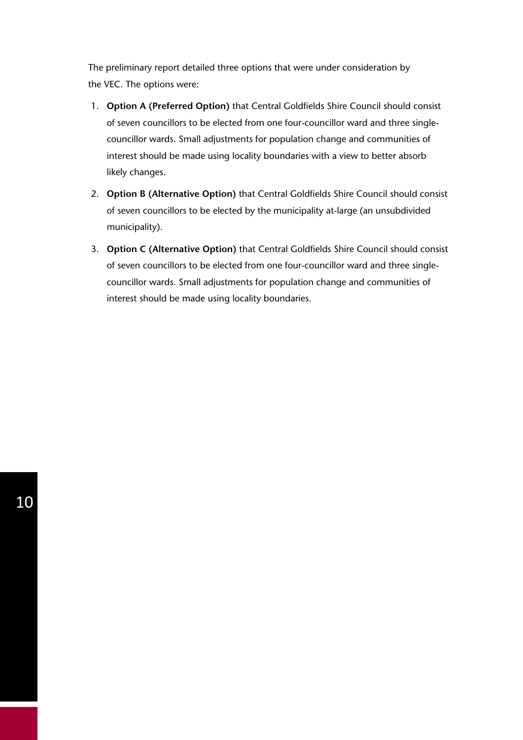The preliminary report detailed three options that were under consideration by the VEC. The options were:

1. **Option A (Preferred Option)** that Central Goldfields Shire Council should consist of seven councillors to be elected from one four-councillor ward and three single-councillor wards. Small adjustments for population change and communities of interest should be made using locality boundaries with a view to better absorb likely changes.
2. **Option B (Alternative Option)** that Central Goldfields Shire Council should consist of seven councillors to be elected by the municipality at-large (an unsubdivided municipality).
3. **Option C (Alternative Option)** that Central Goldfields Shire Council should consist of seven councillors to be elected from one four-councillor ward and three single-councillor wards. Small adjustments for population change and communities of interest should be made using locality boundaries.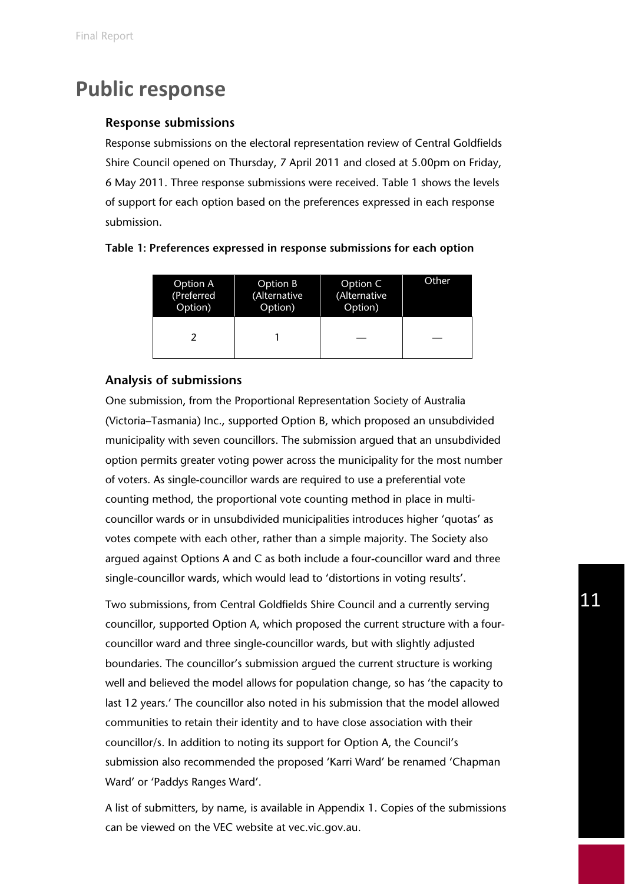# Public response

### Response submissions

Response submissions on the electoral representation review of Central Goldfields Shire Council opened on Thursday, 7 April 2011 and closed at 5.00pm on Friday, 6 May 2011. Three response submissions were received. Table 1 shows the levels of support for each option based on the preferences expressed in each response submission.

**Table 1: Preferences expressed in response submissions for each option**

| Option A (Preferred Option) | Option B (Alternative Option) | Option C (Alternative Option) | Other |
|---|---|---|---|
| 2 | 1 | — | — |

### Analysis of submissions

One submission, from the Proportional Representation Society of Australia (Victoria–Tasmania) Inc., supported Option B, which proposed an unsubdivided municipality with seven councillors. The submission argued that an unsubdivided option permits greater voting power across the municipality for the most number of voters. As single-councillor wards are required to use a preferential vote counting method, the proportional vote counting method in place in multi-councillor wards or in unsubdivided municipalities introduces higher 'quotas' as votes compete with each other, rather than a simple majority. The Society also argued against Options A and C as both include a four-councillor ward and three single-councillor wards, which would lead to 'distortions in voting results'.

Two submissions, from Central Goldfields Shire Council and a currently serving councillor, supported Option A, which proposed the current structure with a four-councillor ward and three single-councillor wards, but with slightly adjusted boundaries. The councillor's submission argued the current structure is working well and believed the model allows for population change, so has 'the capacity to last 12 years.' The councillor also noted in his submission that the model allowed communities to retain their identity and to have close association with their councillor/s. In addition to noting its support for Option A, the Council's submission also recommended the proposed 'Karri Ward' be renamed 'Chapman Ward' or 'Paddys Ranges Ward'.

A list of submitters, by name, is available in Appendix 1. Copies of the submissions can be viewed on the VEC website at vec.vic.gov.au.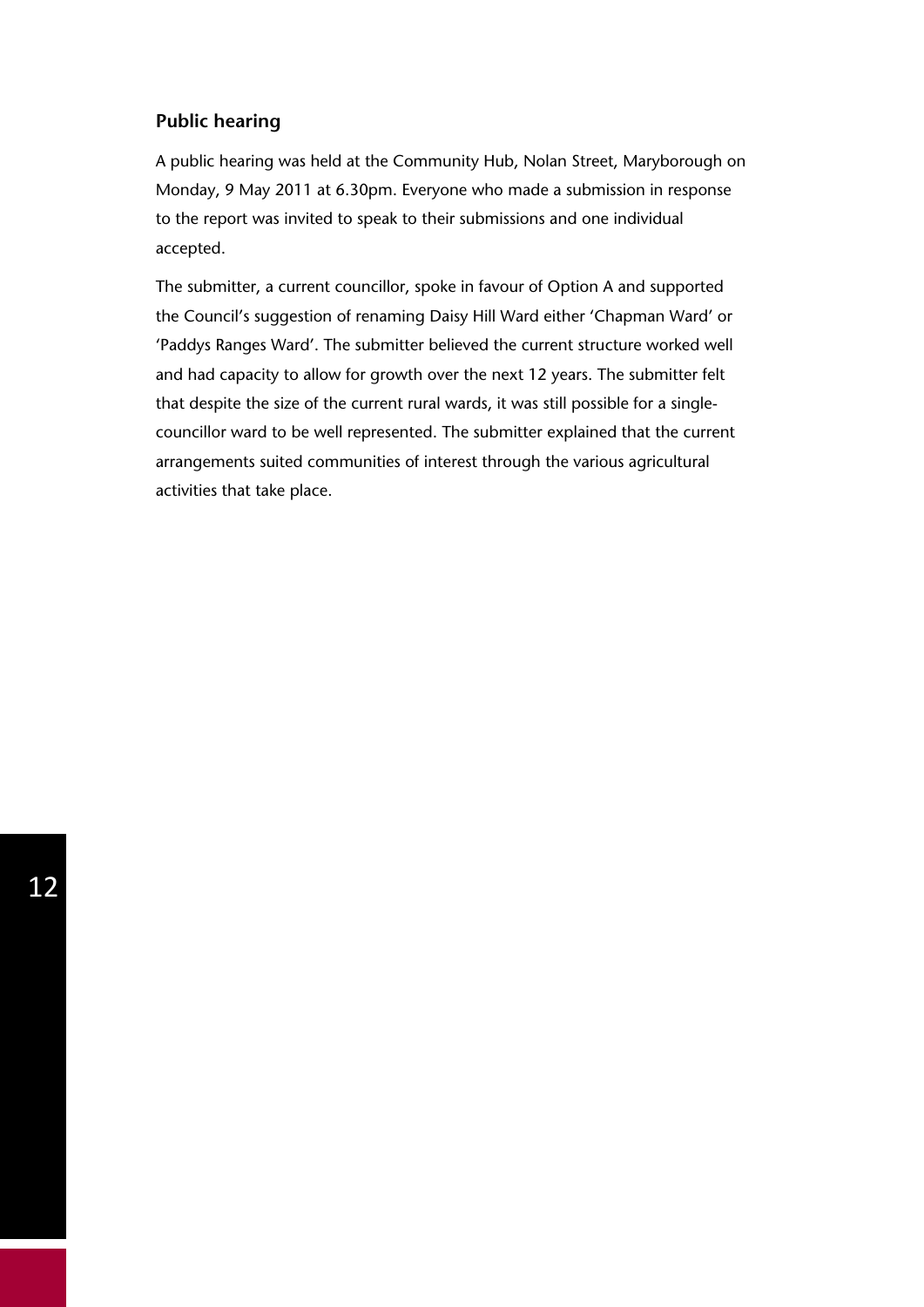## Public hearing

A public hearing was held at the Community Hub, Nolan Street, Maryborough on Monday, 9 May 2011 at 6.30pm. Everyone who made a submission in response to the report was invited to speak to their submissions and one individual accepted.

The submitter, a current councillor, spoke in favour of Option A and supported the Council's suggestion of renaming Daisy Hill Ward either 'Chapman Ward' or 'Paddys Ranges Ward'. The submitter believed the current structure worked well and had capacity to allow for growth over the next 12 years. The submitter felt that despite the size of the current rural wards, it was still possible for a single-councillor ward to be well represented. The submitter explained that the current arrangements suited communities of interest through the various agricultural activities that take place.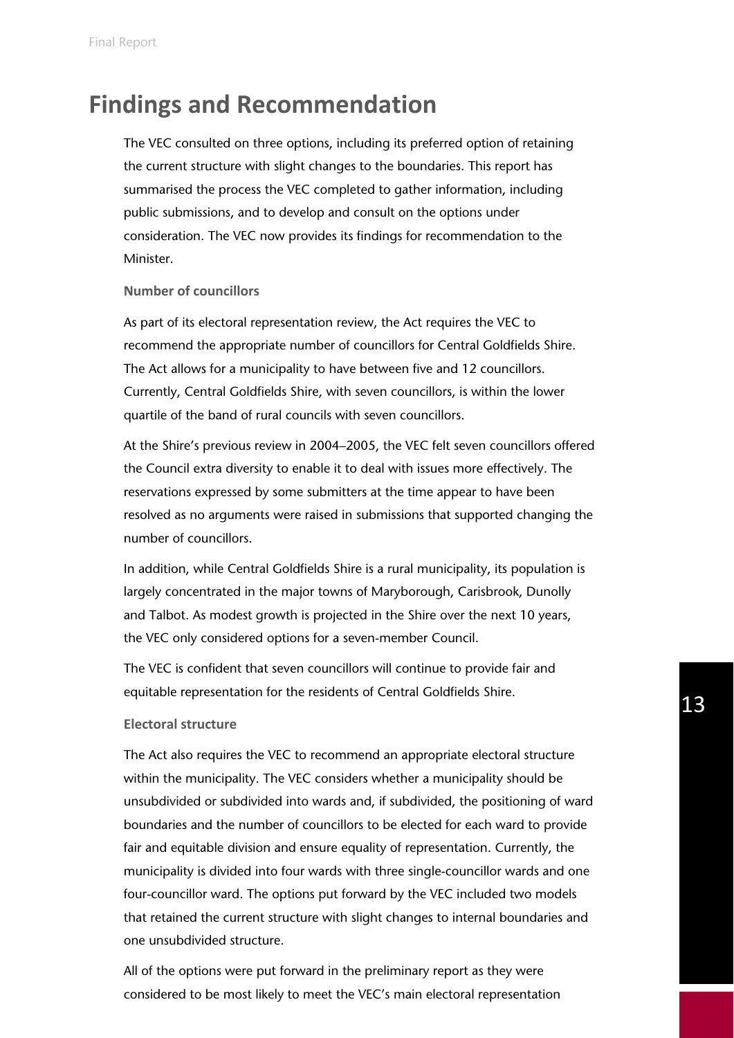# Findings and Recommendation

The VEC consulted on three options, including its preferred option of retaining the current structure with slight changes to the boundaries. This report has summarised the process the VEC completed to gather information, including public submissions, and to develop and consult on the options under consideration. The VEC now provides its findings for recommendation to the Minister.

### Number of councillors

As part of its electoral representation review, the Act requires the VEC to recommend the appropriate number of councillors for Central Goldfields Shire. The Act allows for a municipality to have between five and 12 councillors. Currently, Central Goldfields Shire, with seven councillors, is within the lower quartile of the band of rural councils with seven councillors.

At the Shire's previous review in 2004–2005, the VEC felt seven councillors offered the Council extra diversity to enable it to deal with issues more effectively. The reservations expressed by some submitters at the time appear to have been resolved as no arguments were raised in submissions that supported changing the number of councillors.

In addition, while Central Goldfields Shire is a rural municipality, its population is largely concentrated in the major towns of Maryborough, Carisbrook, Dunolly and Talbot. As modest growth is projected in the Shire over the next 10 years, the VEC only considered options for a seven-member Council.

The VEC is confident that seven councillors will continue to provide fair and equitable representation for the residents of Central Goldfields Shire.

### Electoral structure

The Act also requires the VEC to recommend an appropriate electoral structure within the municipality. The VEC considers whether a municipality should be unsubdivided or subdivided into wards and, if subdivided, the positioning of ward boundaries and the number of councillors to be elected for each ward to provide fair and equitable division and ensure equality of representation. Currently, the municipality is divided into four wards with three single-councillor wards and one four-councillor ward. The options put forward by the VEC included two models that retained the current structure with slight changes to internal boundaries and one unsubdivided structure.

All of the options were put forward in the preliminary report as they were considered to be most likely to meet the VEC's main electoral representation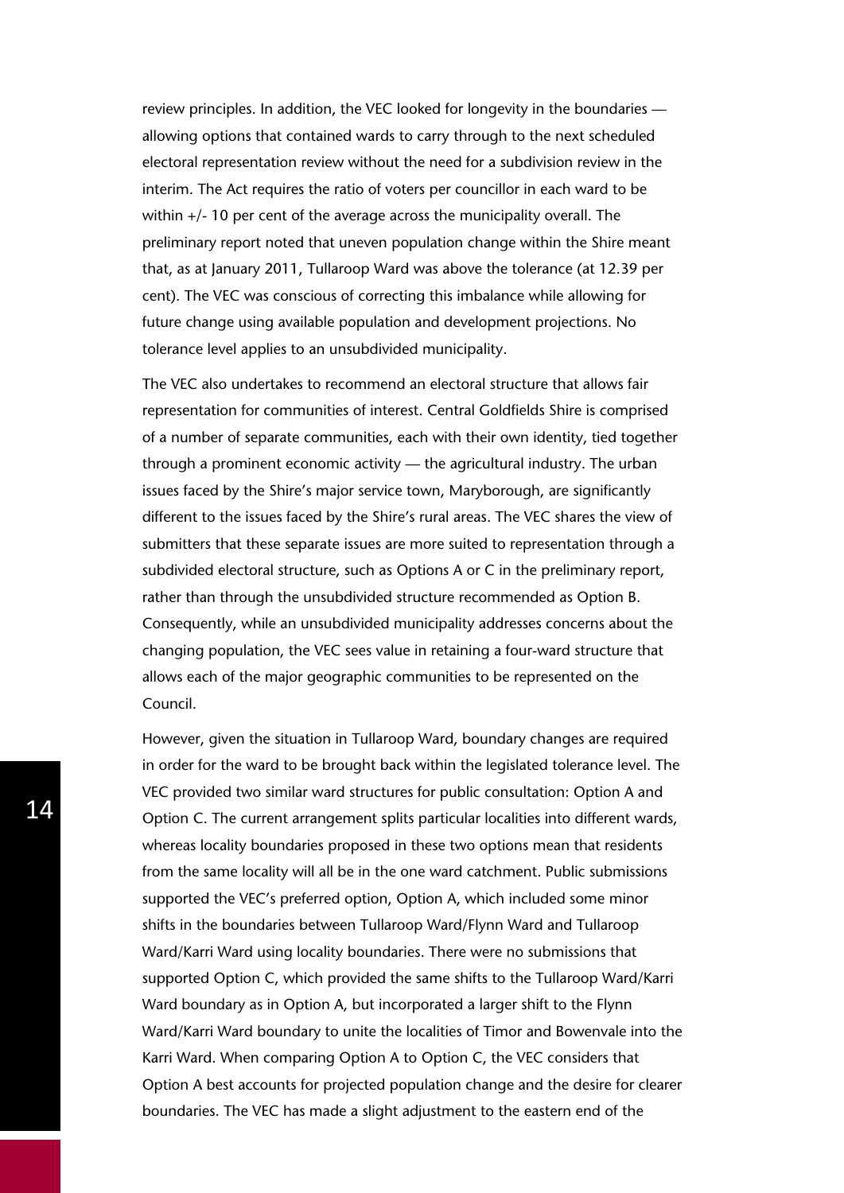review principles. In addition, the VEC looked for longevity in the boundaries — allowing options that contained wards to carry through to the next scheduled electoral representation review without the need for a subdivision review in the interim. The Act requires the ratio of voters per councillor in each ward to be within +/- 10 per cent of the average across the municipality overall. The preliminary report noted that uneven population change within the Shire meant that, as at January 2011, Tullaroop Ward was above the tolerance (at 12.39 per cent). The VEC was conscious of correcting this imbalance while allowing for future change using available population and development projections. No tolerance level applies to an unsubdivided municipality.

The VEC also undertakes to recommend an electoral structure that allows fair representation for communities of interest. Central Goldfields Shire is comprised of a number of separate communities, each with their own identity, tied together through a prominent economic activity — the agricultural industry. The urban issues faced by the Shire's major service town, Maryborough, are significantly different to the issues faced by the Shire's rural areas. The VEC shares the view of submitters that these separate issues are more suited to representation through a subdivided electoral structure, such as Options A or C in the preliminary report, rather than through the unsubdivided structure recommended as Option B. Consequently, while an unsubdivided municipality addresses concerns about the changing population, the VEC sees value in retaining a four-ward structure that allows each of the major geographic communities to be represented on the Council.

However, given the situation in Tullaroop Ward, boundary changes are required in order for the ward to be brought back within the legislated tolerance level. The VEC provided two similar ward structures for public consultation: Option A and Option C. The current arrangement splits particular localities into different wards, whereas locality boundaries proposed in these two options mean that residents from the same locality will all be in the one ward catchment. Public submissions supported the VEC's preferred option, Option A, which included some minor shifts in the boundaries between Tullaroop Ward/Flynn Ward and Tullaroop Ward/Karri Ward using locality boundaries. There were no submissions that supported Option C, which provided the same shifts to the Tullaroop Ward/Karri Ward boundary as in Option A, but incorporated a larger shift to the Flynn Ward/Karri Ward boundary to unite the localities of Timor and Bowenvale into the Karri Ward. When comparing Option A to Option C, the VEC considers that Option A best accounts for projected population change and the desire for clearer boundaries. The VEC has made a slight adjustment to the eastern end of the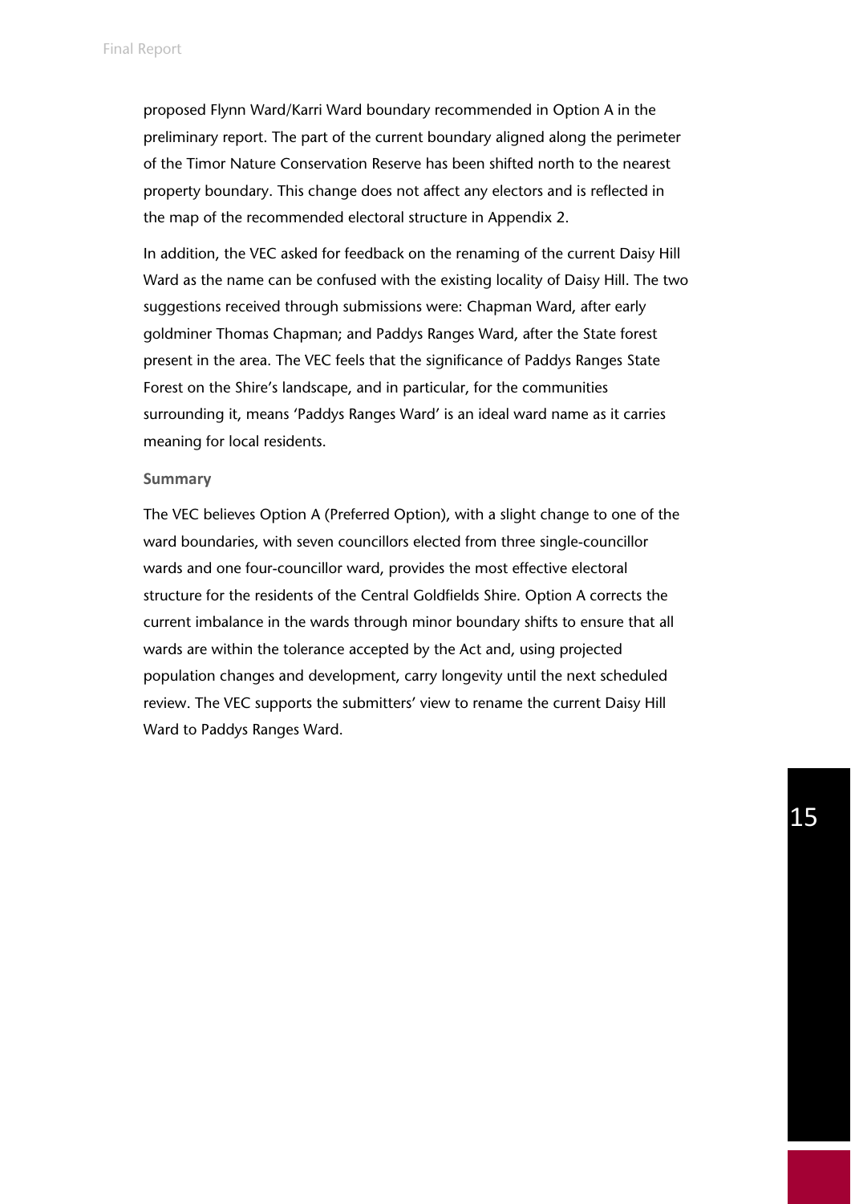proposed Flynn Ward/Karri Ward boundary recommended in Option A in the preliminary report. The part of the current boundary aligned along the perimeter of the Timor Nature Conservation Reserve has been shifted north to the nearest property boundary. This change does not affect any electors and is reflected in the map of the recommended electoral structure in Appendix 2.

In addition, the VEC asked for feedback on the renaming of the current Daisy Hill Ward as the name can be confused with the existing locality of Daisy Hill. The two suggestions received through submissions were: Chapman Ward, after early goldminer Thomas Chapman; and Paddys Ranges Ward, after the State forest present in the area. The VEC feels that the significance of Paddys Ranges State Forest on the Shire's landscape, and in particular, for the communities surrounding it, means 'Paddys Ranges Ward' is an ideal ward name as it carries meaning for local residents.

### Summary

The VEC believes Option A (Preferred Option), with a slight change to one of the ward boundaries, with seven councillors elected from three single-councillor wards and one four-councillor ward, provides the most effective electoral structure for the residents of the Central Goldfields Shire. Option A corrects the current imbalance in the wards through minor boundary shifts to ensure that all wards are within the tolerance accepted by the Act and, using projected population changes and development, carry longevity until the next scheduled review. The VEC supports the submitters' view to rename the current Daisy Hill Ward to Paddys Ranges Ward.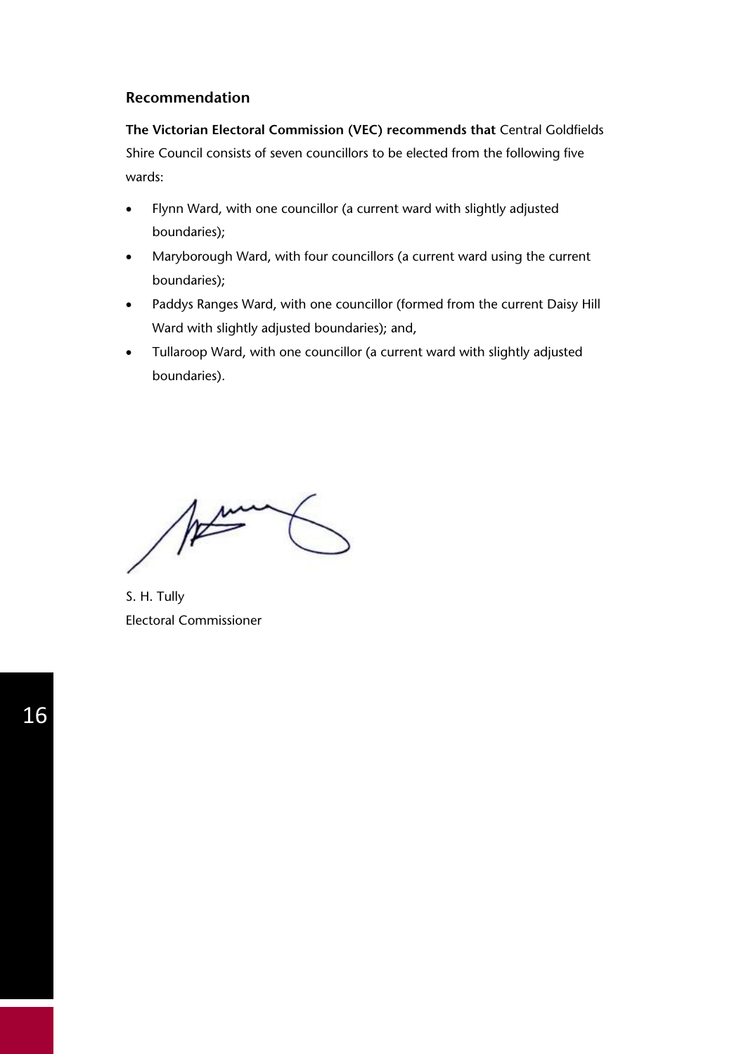## Recommendation

**The Victorian Electoral Commission (VEC) recommends that** Central Goldfields Shire Council consists of seven councillors to be elected from the following five wards:

- Flynn Ward, with one councillor (a current ward with slightly adjusted boundaries);
- Maryborough Ward, with four councillors (a current ward using the current boundaries);
- Paddys Ranges Ward, with one councillor (formed from the current Daisy Hill Ward with slightly adjusted boundaries); and,
- Tullaroop Ward, with one councillor (a current ward with slightly adjusted boundaries).

S. H. Tully
Electoral Commissioner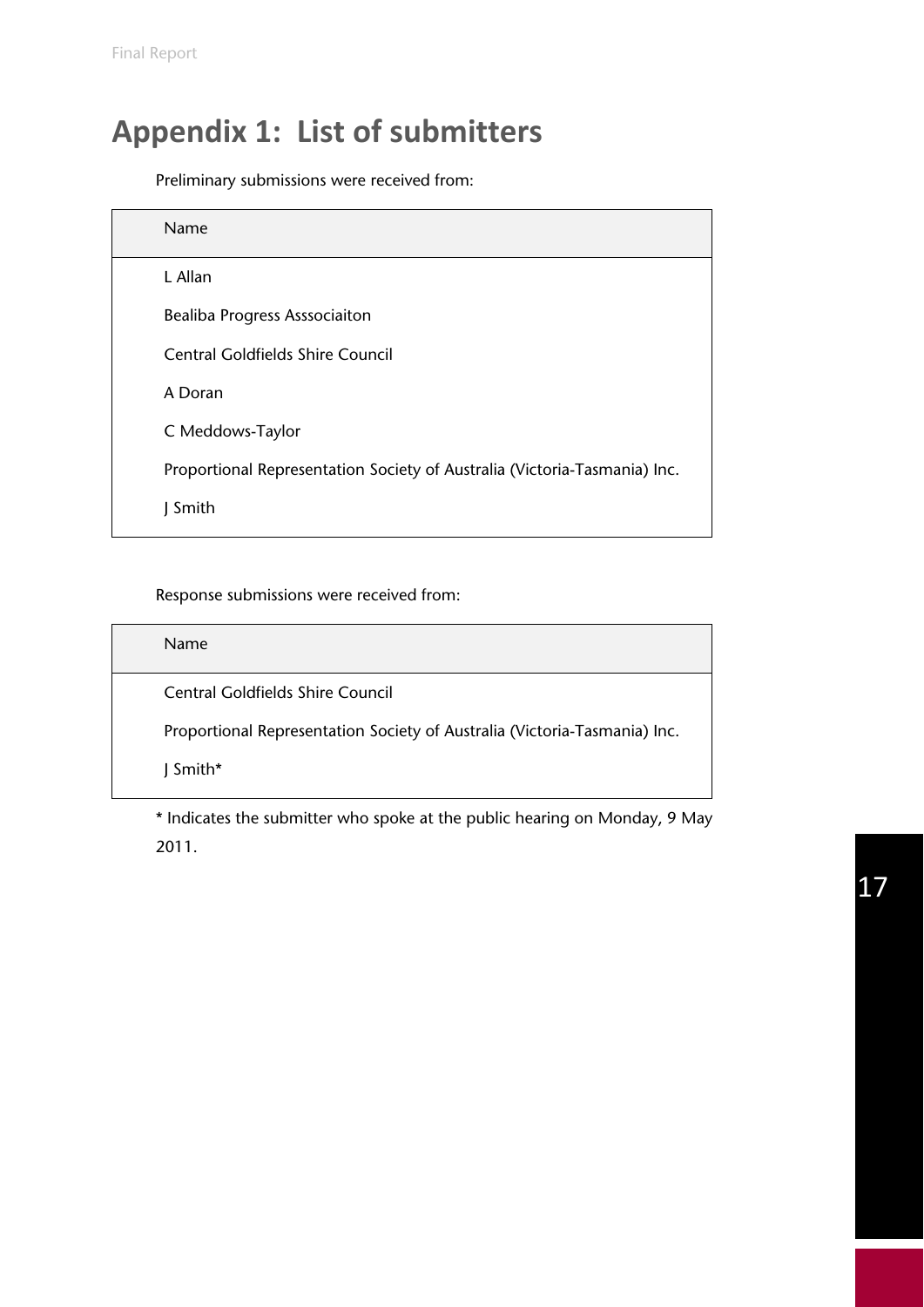# Appendix 1: List of submitters

Preliminary submissions were received from:

| Name |
|---|
| L Allan |
| Bealiba Progress Asssociaiton |
| Central Goldfields Shire Council |
| A Doran |
| C Meddows-Taylor |
| Proportional Representation Society of Australia (Victoria-Tasmania) Inc. |
| J Smith |

Response submissions were received from:

| Name |
|---|
| Central Goldfields Shire Council |
| Proportional Representation Society of Australia (Victoria-Tasmania) Inc. |
| J Smith* |

* Indicates the submitter who spoke at the public hearing on Monday, 9 May 2011.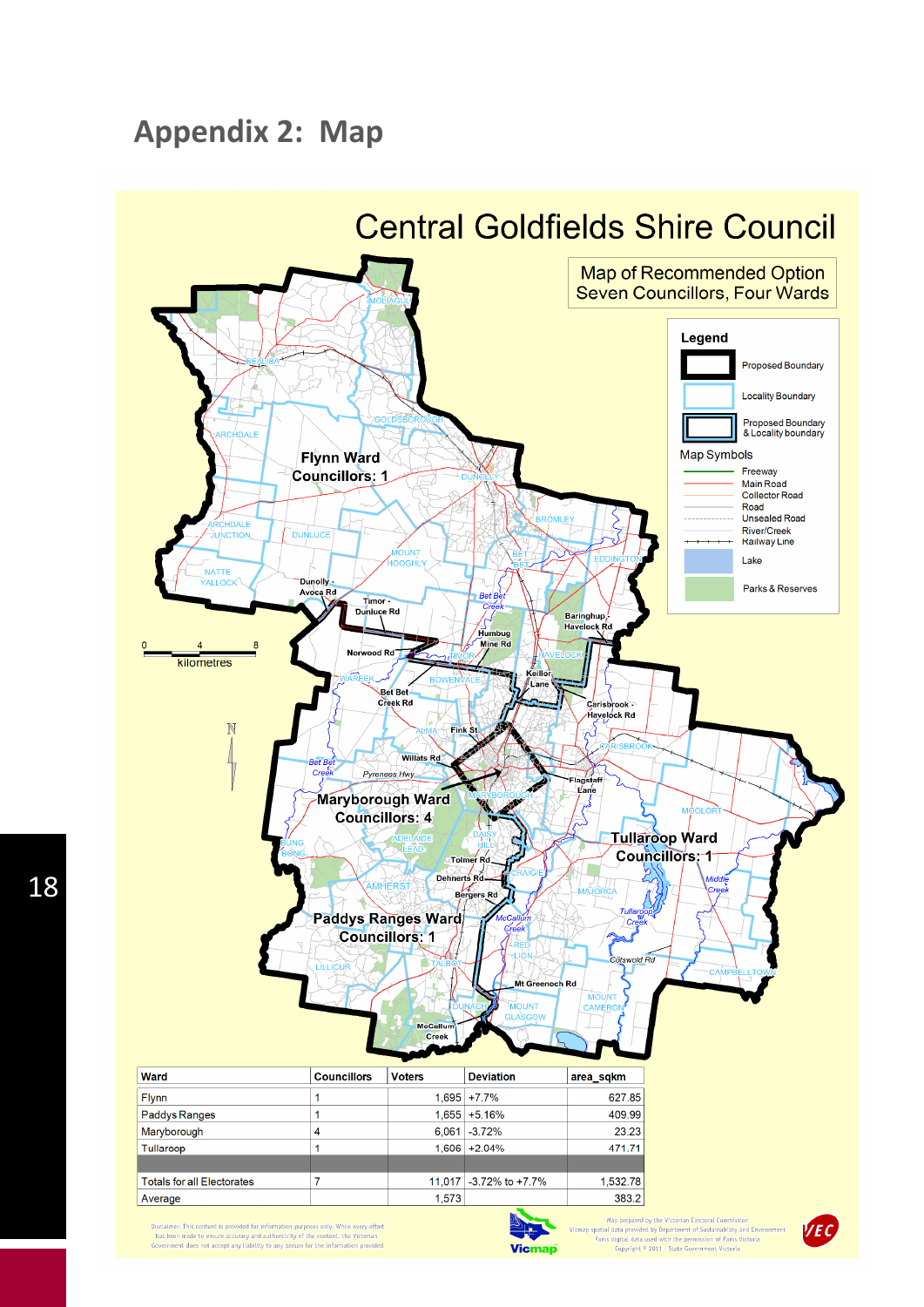# Appendix 2: Map

## Central Goldfields Shire Council

Map of Recommended Option
Seven Councillors, Four Wards

| Ward | Councillors | Voters | Deviation | area_sqkm |
|---|---|---|---|---|
| Flynn | 1 | 1,695 | +7.7% | 627.85 |
| Paddys Ranges | 1 | 1,655 | +5.16% | 409.99 |
| Maryborough | 4 | 6,061 | -3.72% | 23.23 |
| Tullaroop | 1 | 1,606 | +2.04% | 471.71 |
| | | | | |
| Totals for all Electorates | 7 | 11,017 | -3.72% to +7.7% | 1,532.78 |
| Average | | 1,573 | | 383.2 |

Disclaimer: This content is provided for information purposes only. While every effort has been made to ensure accuracy and authenticity of the content, the Victorian Government does not accept any liability to any person for the information provided

Map prepared by the Victorian Electoral Commission
Vicmap spatial data provided by Department of Sustainability and Environment
Parks digital data used with the permission of Parks Victoria
Copyright © 2011 - State Government Victoria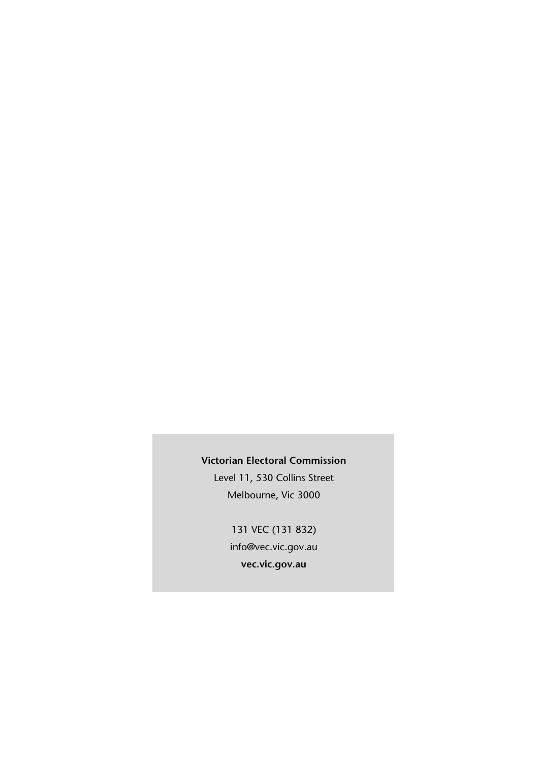**Victorian Electoral Commission**

Level 11, 530 Collins Street

Melbourne, Vic 3000

131 VEC (131 832)

info@vec.vic.gov.au

**vec.vic.gov.au**